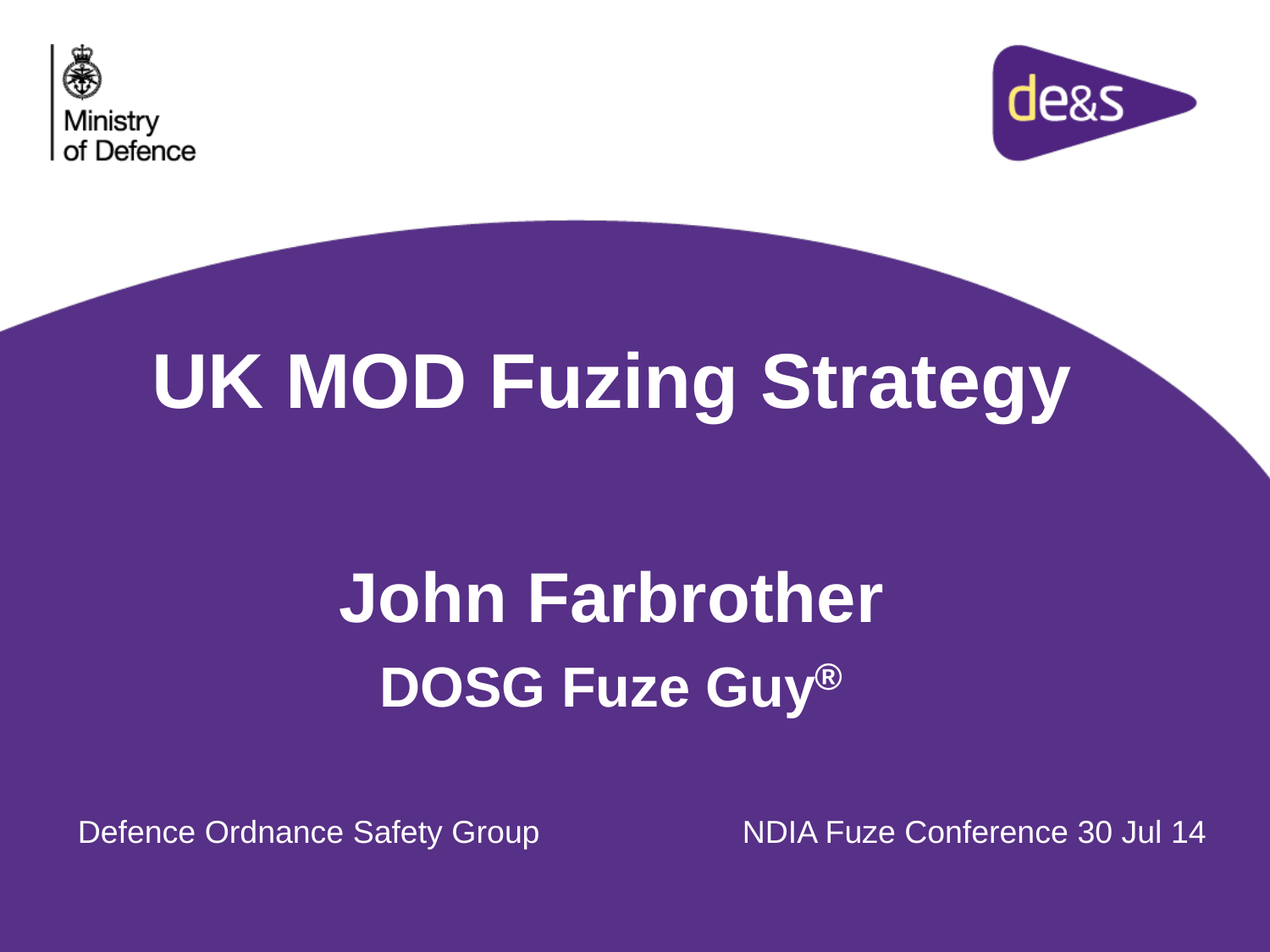Ministry of Defence

de&s

# UK MOD Fuzing Strategy

## John Farbrother

### DOSG Fuze Guy®

Defence Ordnance Safety Group

NDIA Fuze Conference 30 Jul 14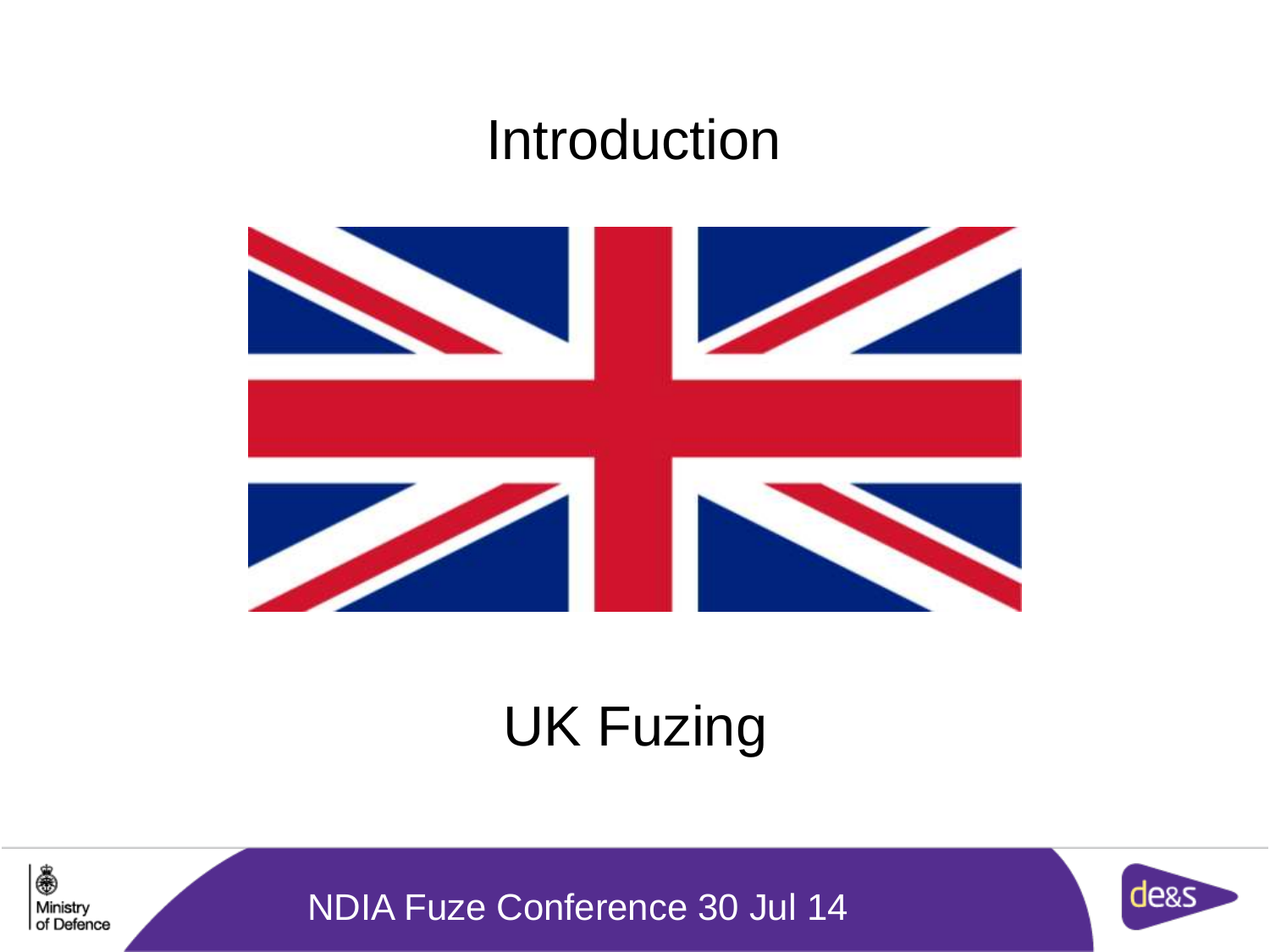# Introduction

## UK Fuzing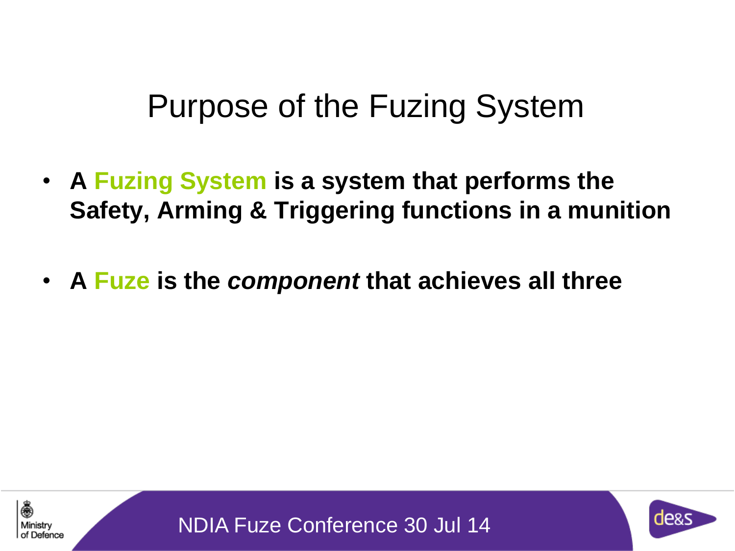# Purpose of the Fuzing System

- **A Fuzing System is a system that performs the Safety, Arming & Triggering functions in a munition**
- **A Fuze is the *component* that achieves all three**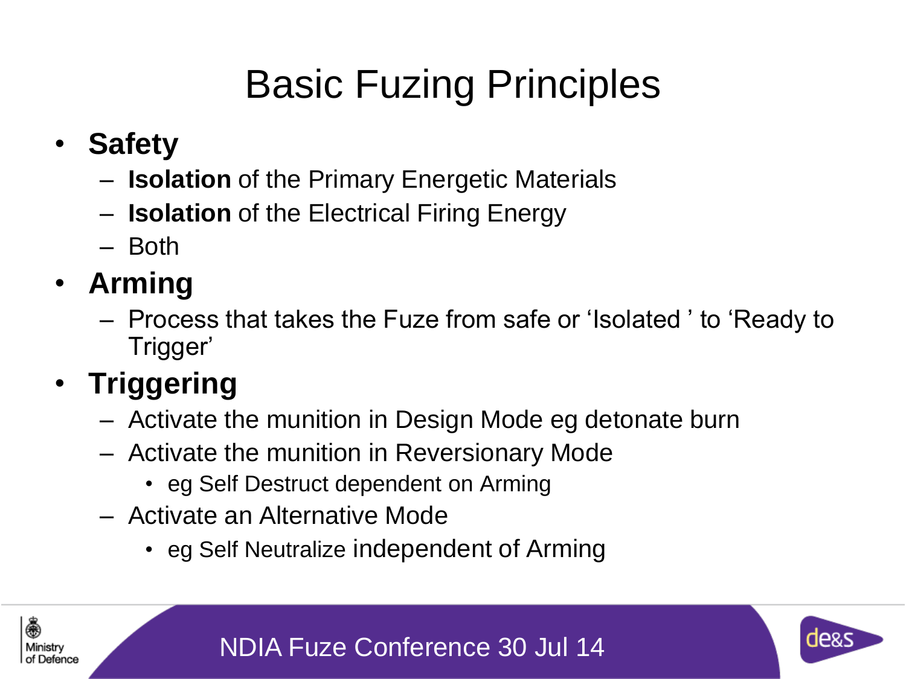# Basic Fuzing Principles

- **Safety**
  - **Isolation** of the Primary Energetic Materials
  - **Isolation** of the Electrical Firing Energy
  - Both
- **Arming**
  - Process that takes the Fuze from safe or 'Isolated ' to 'Ready to Trigger'
- **Triggering**
  - Activate the munition in Design Mode eg detonate burn
  - Activate the munition in Reversionary Mode
    - eg Self Destruct dependent on Arming
  - Activate an Alternative Mode
    - eg Self Neutralize independent of Arming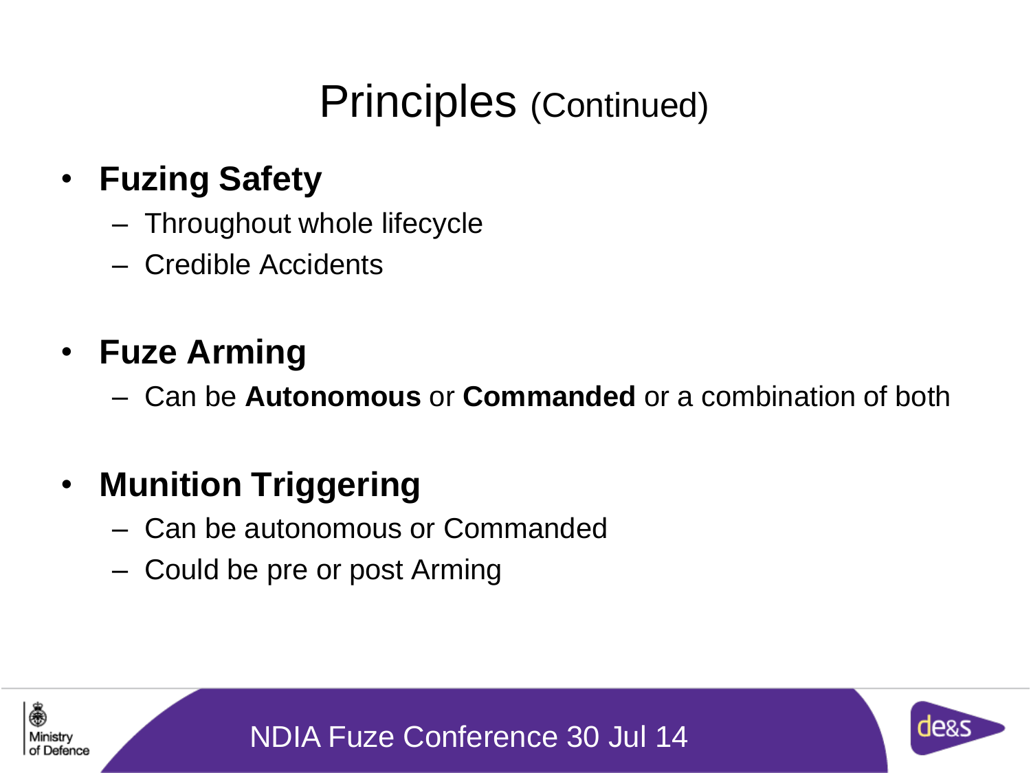# Principles (Continued)

- **Fuzing Safety**
  - Throughout whole lifecycle
  - Credible Accidents

- **Fuze Arming**
  - Can be **Autonomous** or **Commanded** or a combination of both

- **Munition Triggering**
  - Can be autonomous or Commanded
  - Could be pre or post Arming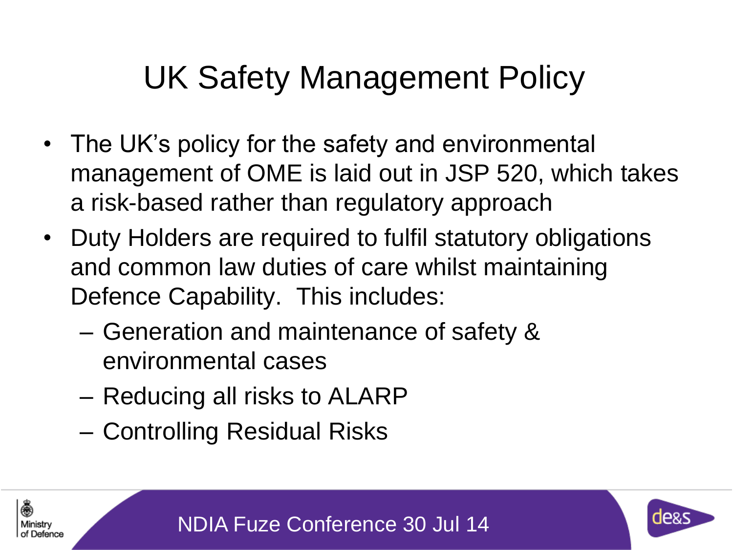# UK Safety Management Policy

- The UK's policy for the safety and environmental management of OME is laid out in JSP 520, which takes a risk-based rather than regulatory approach
- Duty Holders are required to fulfil statutory obligations and common law duties of care whilst maintaining Defence Capability. This includes:
  - Generation and maintenance of safety & environmental cases
  - Reducing all risks to ALARP
  - Controlling Residual Risks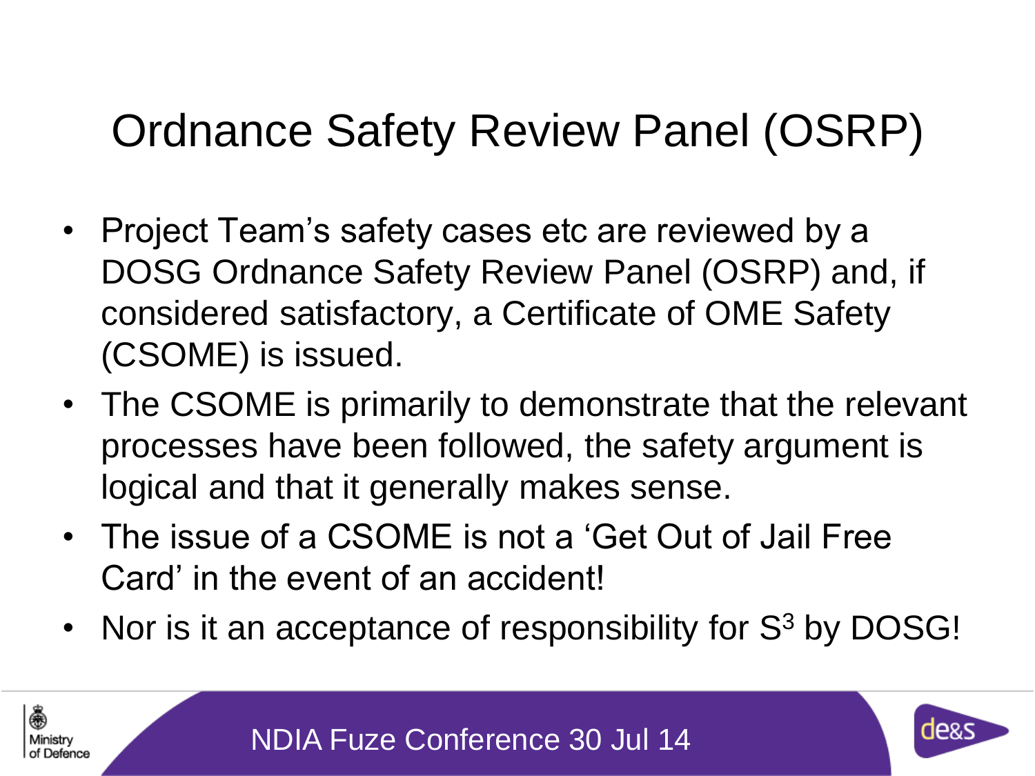# Ordnance Safety Review Panel (OSRP)

- Project Team's safety cases etc are reviewed by a DOSG Ordnance Safety Review Panel (OSRP) and, if considered satisfactory, a Certificate of OME Safety (CSOME) is issued.
- The CSOME is primarily to demonstrate that the relevant processes have been followed, the safety argument is logical and that it generally makes sense.
- The issue of a CSOME is not a 'Get Out of Jail Free Card' in the event of an accident!
- Nor is it an acceptance of responsibility for $S^3$ by DOSG!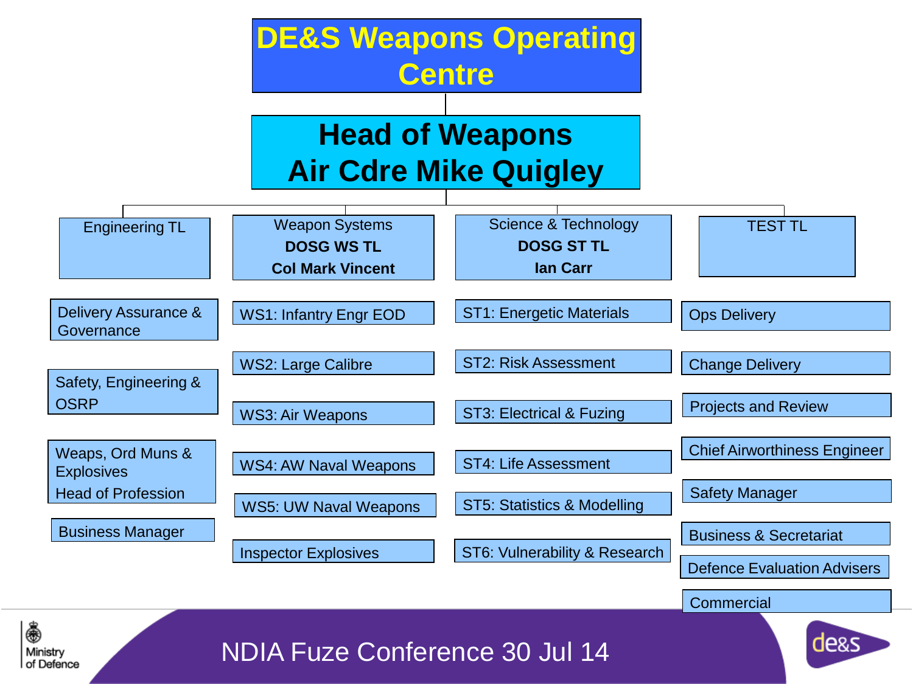# DE&S Weapons Operating Centre

## Head of Weapons
## Air Cdre Mike Quigley

### Engineering TL

- Delivery Assurance & Governance
- Safety, Engineering & OSRP
- Weaps, Ord Muns & Explosives Head of Profession
- Business Manager

### Weapon Systems — **DOSG WS TL** — **Col Mark Vincent**

- WS1: Infantry Engr EOD
- WS2: Large Calibre
- WS3: Air Weapons
- WS4: AW Naval Weapons
- WS5: UW Naval Weapons
- Inspector Explosives

### Science & Technology — **DOSG ST TL** — **Ian Carr**

- ST1: Energetic Materials
- ST2: Risk Assessment
- ST3: Electrical & Fuzing
- ST4: Life Assessment
- ST5: Statistics & Modelling
- ST6: Vulnerability & Research

### TEST TL

- Ops Delivery
- Change Delivery
- Projects and Review
- Chief Airworthiness Engineer
- Safety Manager
- Business & Secretariat
- Defence Evaluation Advisers
- Commercial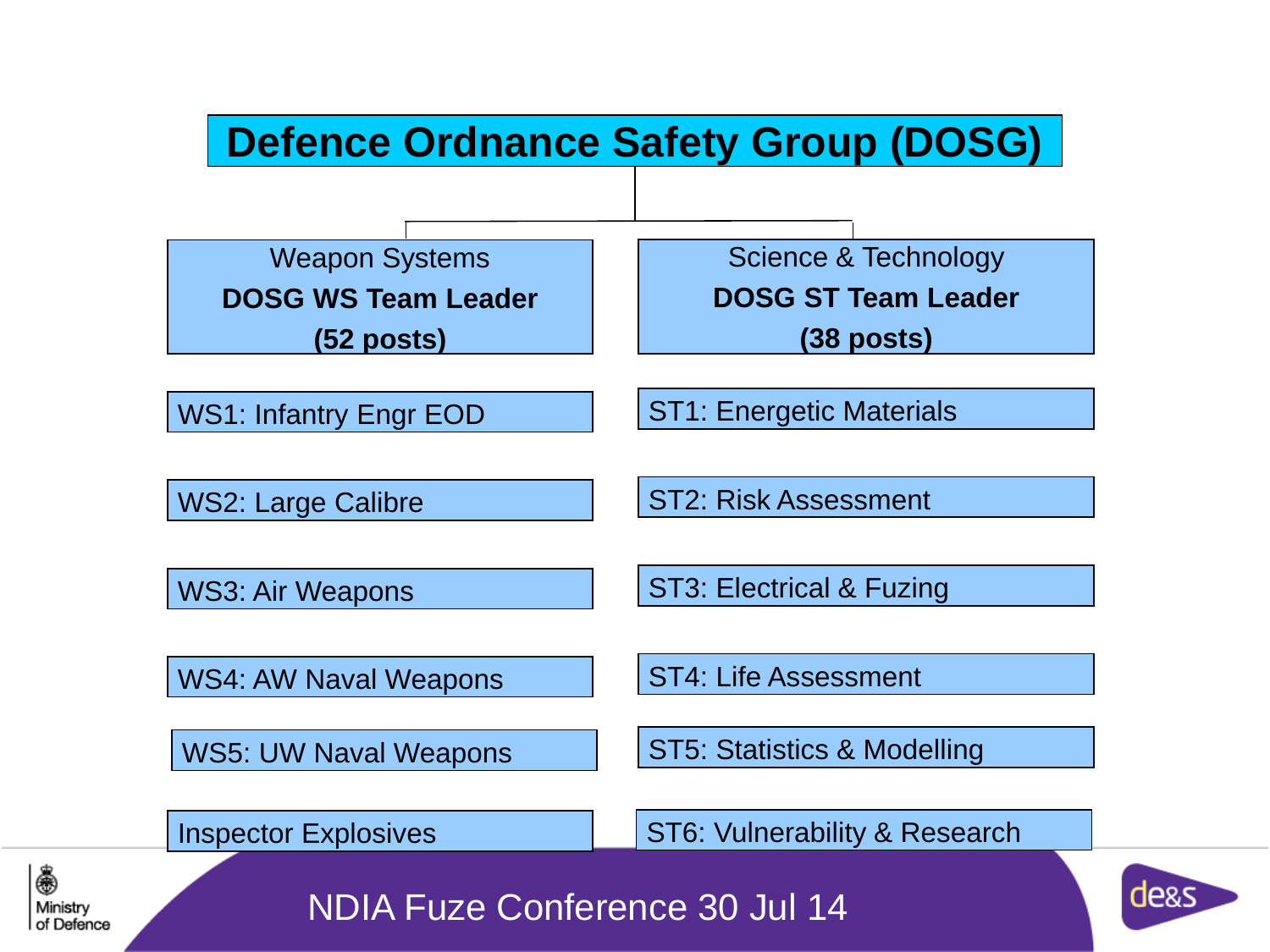# Defence Ordnance Safety Group (DOSG)

| Weapon Systems<br>**DOSG WS Team Leader**<br>**(52 posts)** | Science & Technology<br>**DOSG ST Team Leader**<br>**(38 posts)** |
|---|---|
| WS1: Infantry Engr EOD | ST1: Energetic Materials |
| WS2: Large Calibre | ST2: Risk Assessment |
| WS3: Air Weapons | ST3: Electrical & Fuzing |
| WS4: AW Naval Weapons | ST4: Life Assessment |
| WS5: UW Naval Weapons | ST5: Statistics & Modelling |
| Inspector Explosives | ST6: Vulnerability & Research |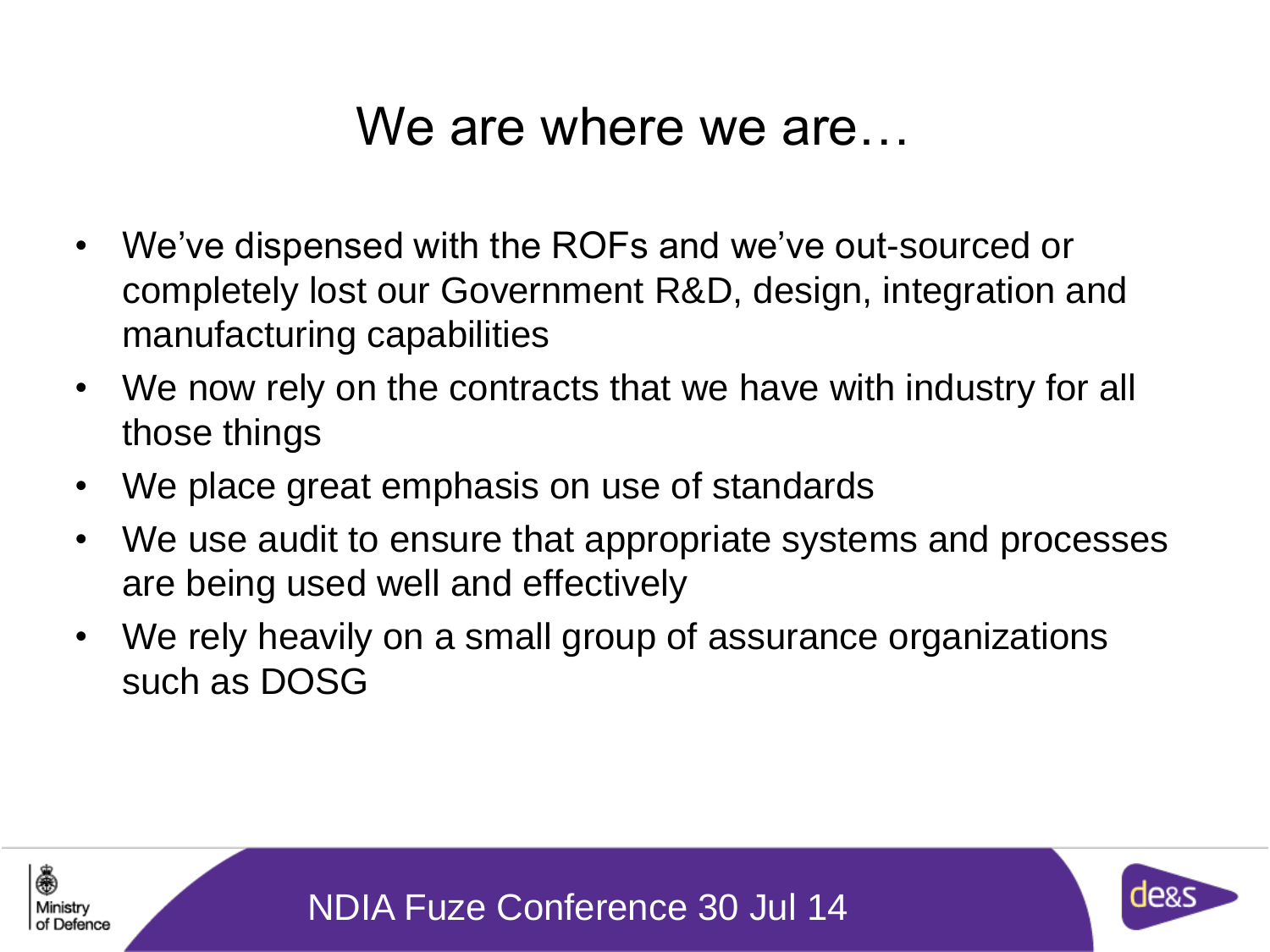# We are where we are…

- We've dispensed with the ROFs and we've out-sourced or completely lost our Government R&D, design, integration and manufacturing capabilities
- We now rely on the contracts that we have with industry for all those things
- We place great emphasis on use of standards
- We use audit to ensure that appropriate systems and processes are being used well and effectively
- We rely heavily on a small group of assurance organizations such as DOSG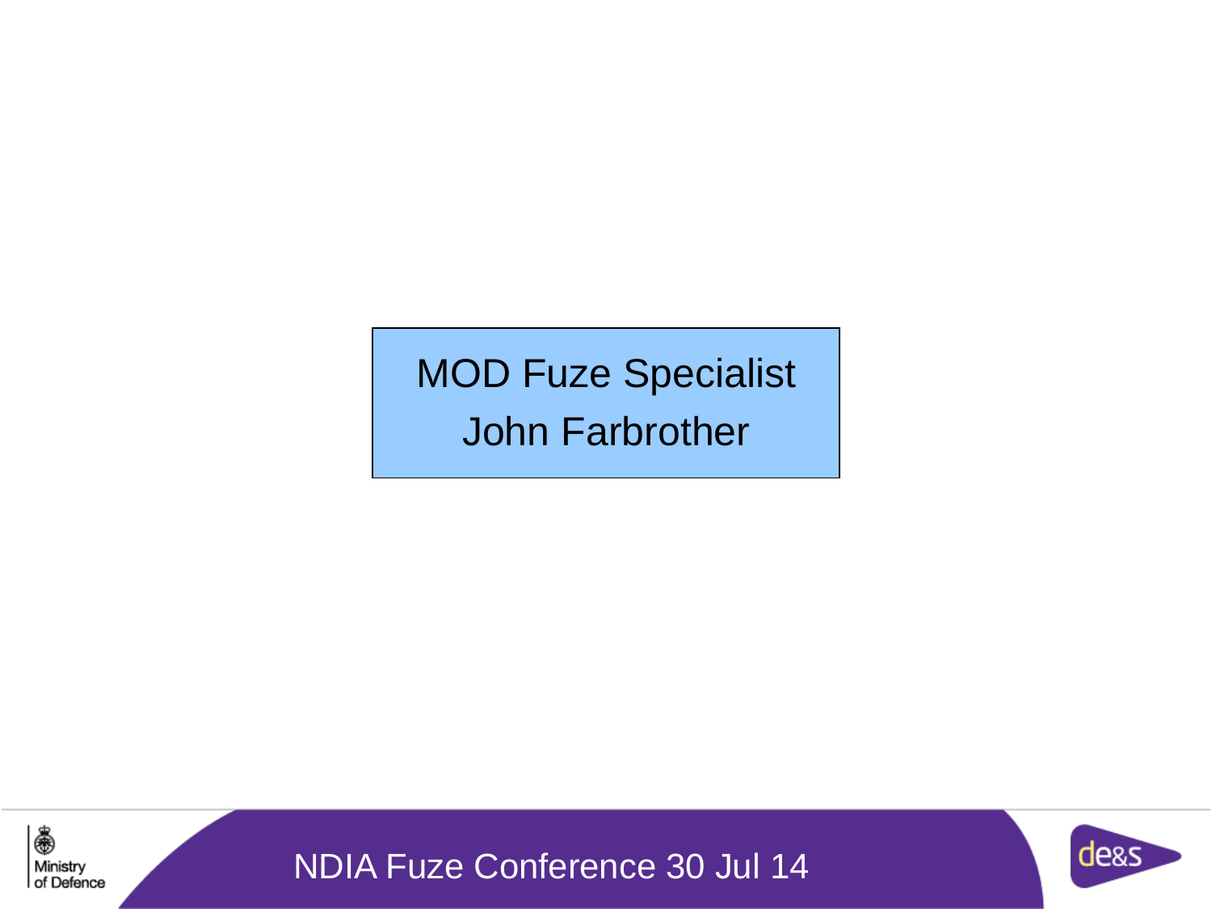MOD Fuze Specialist

John Farbrother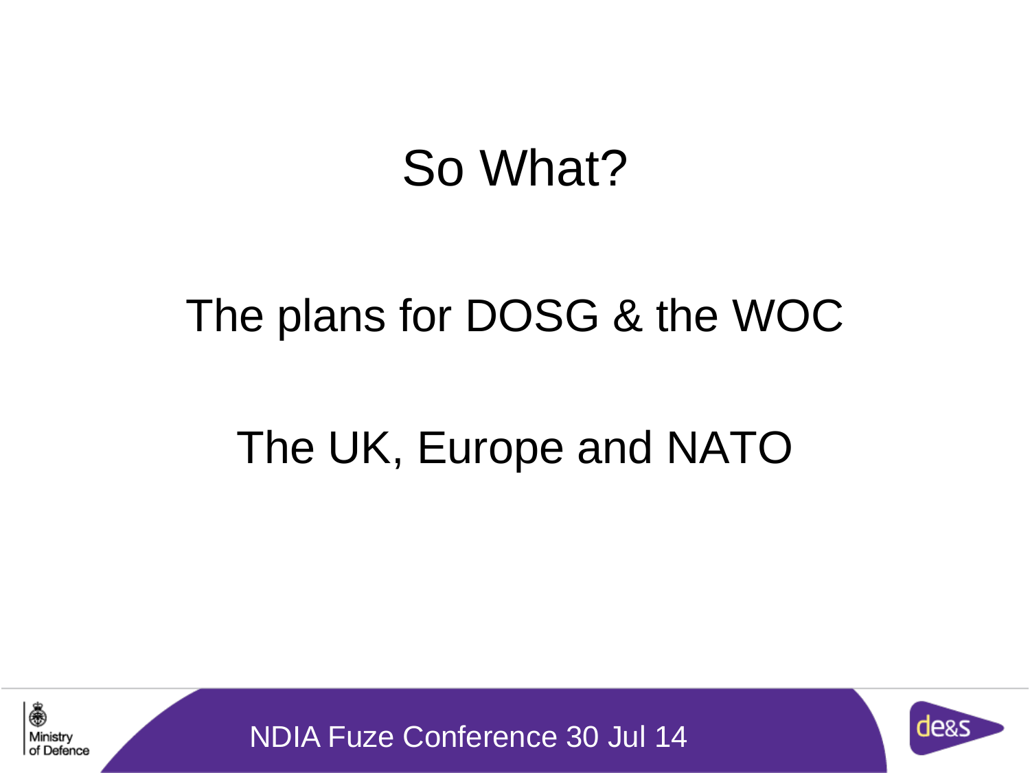# So What?

## The plans for DOSG & the WOC

## The UK, Europe and NATO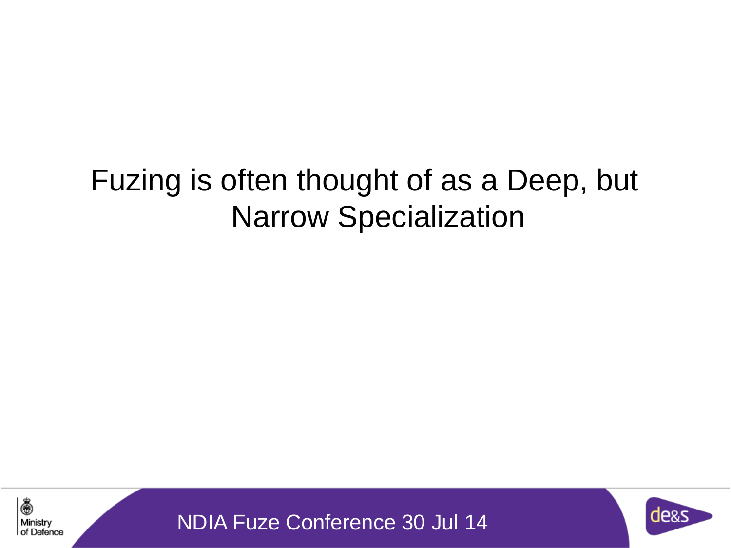Fuzing is often thought of as a Deep, but Narrow Specialization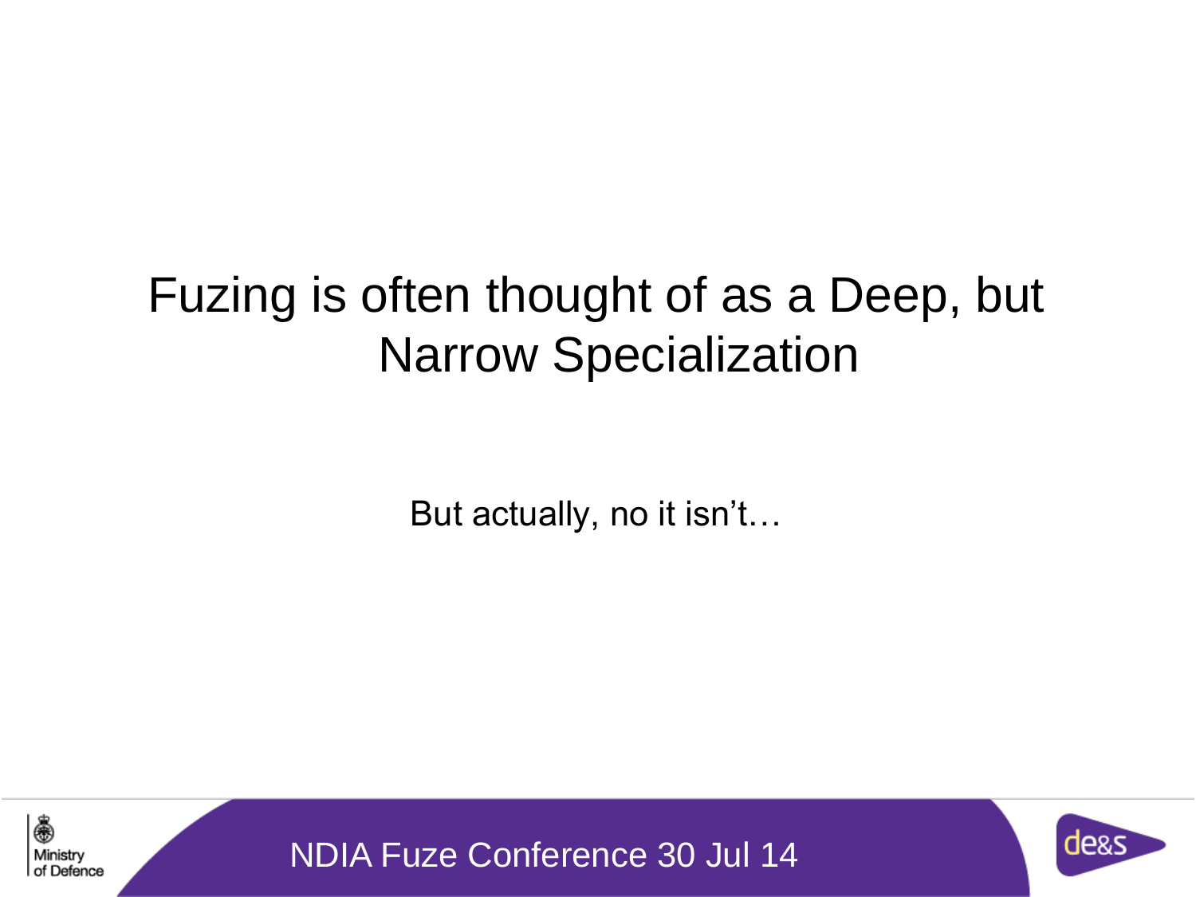# Fuzing is often thought of as a Deep, but Narrow Specialization

But actually, no it isn't…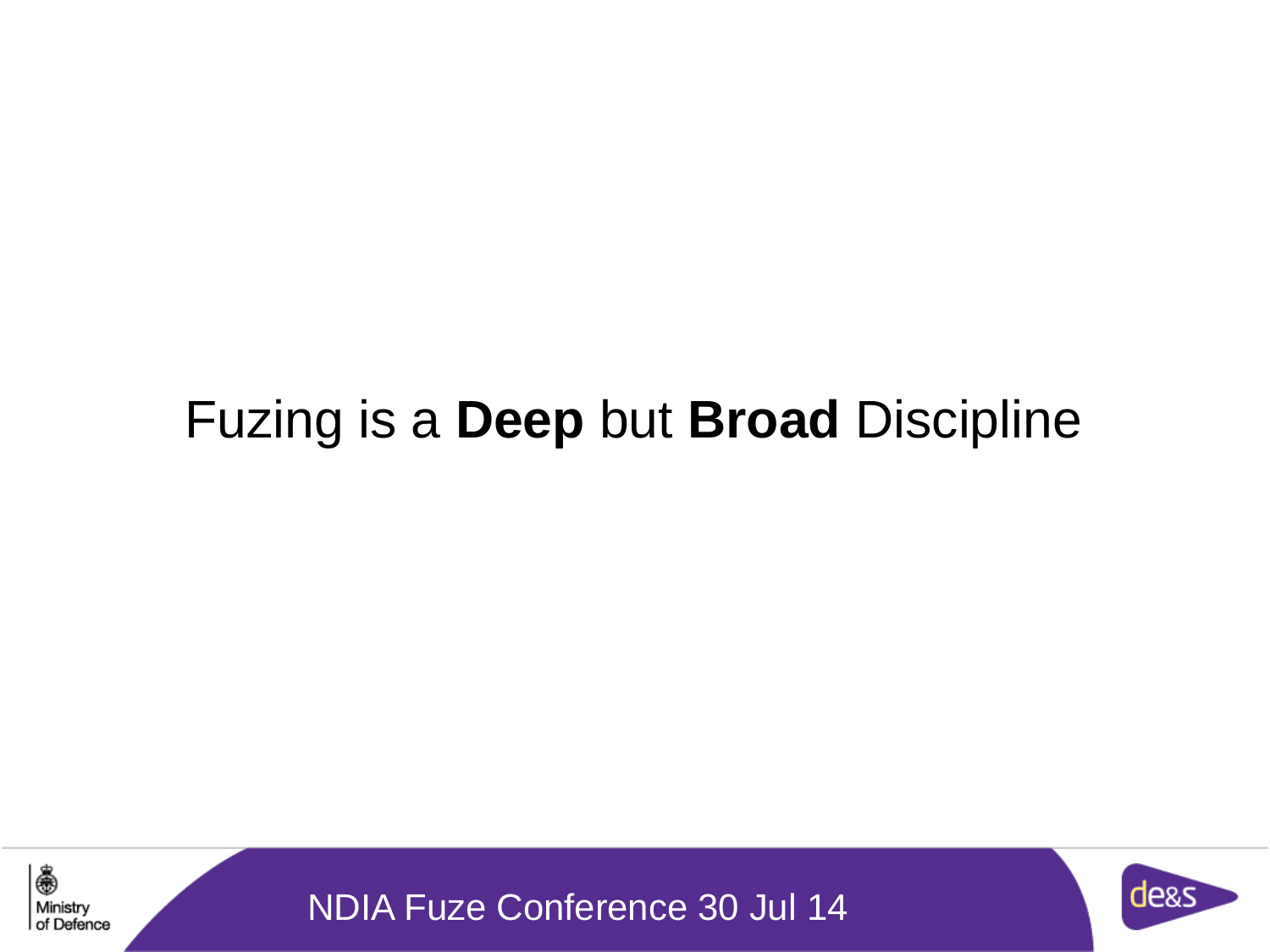Fuzing is a **Deep** but **Broad** Discipline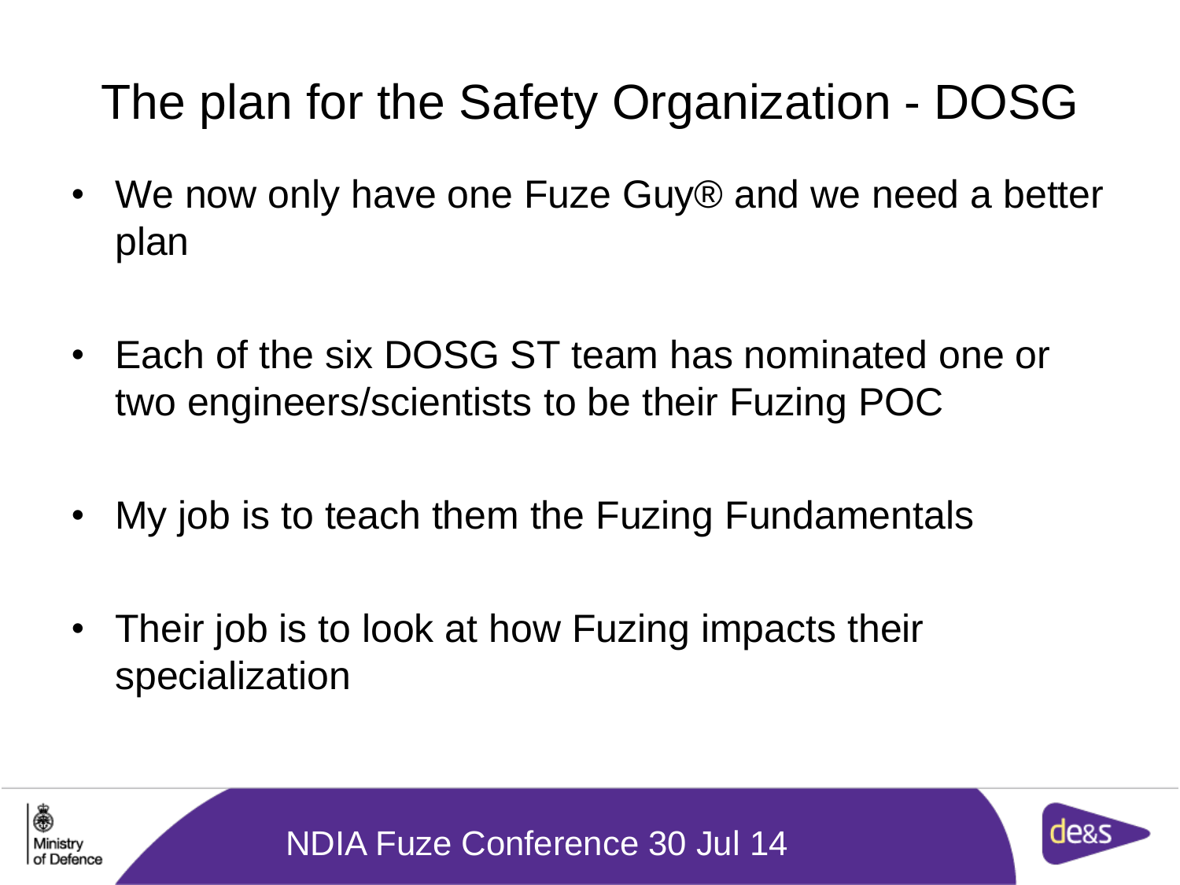# The plan for the Safety Organization - DOSG

- We now only have one Fuze Guy® and we need a better plan
- Each of the six DOSG ST team has nominated one or two engineers/scientists to be their Fuzing POC
- My job is to teach them the Fuzing Fundamentals
- Their job is to look at how Fuzing impacts their specialization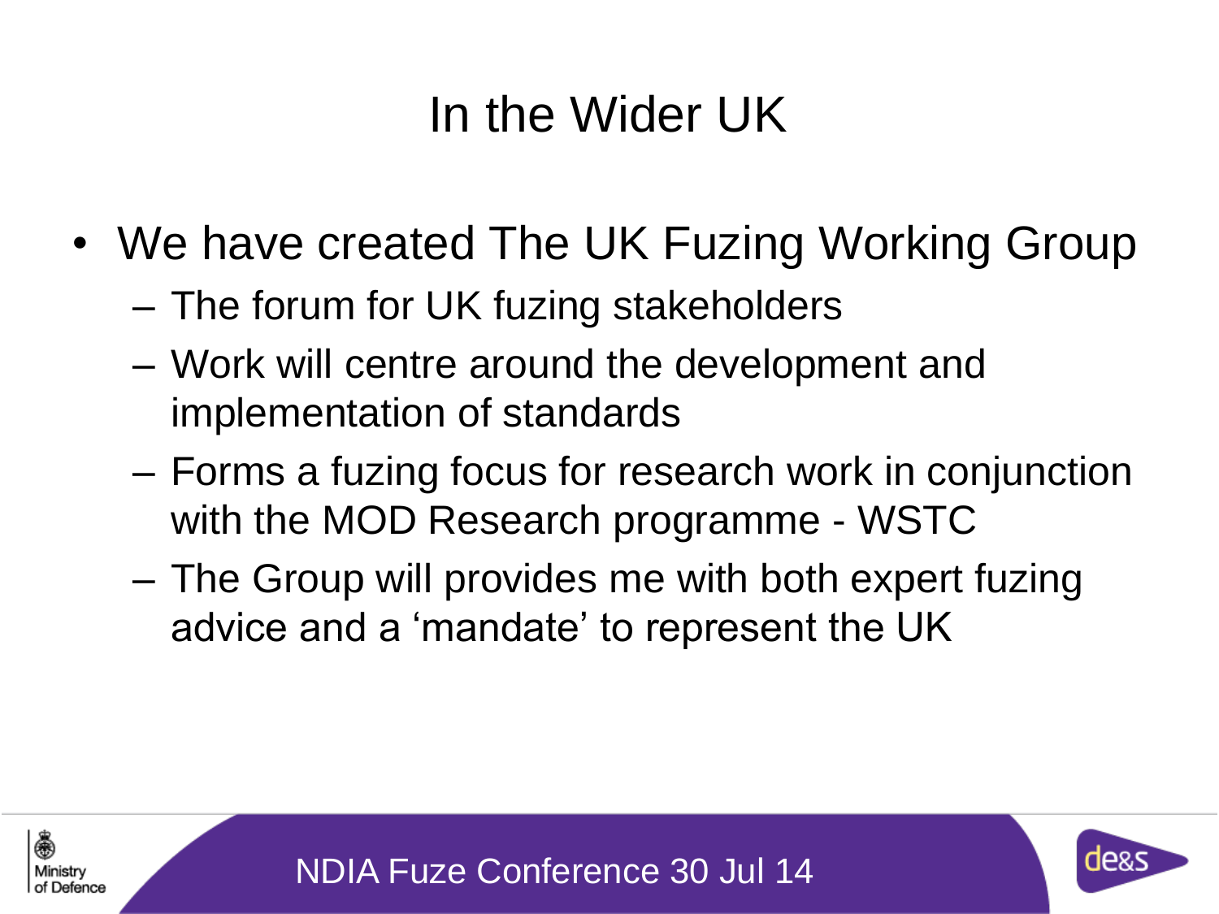# In the Wider UK

- We have created The UK Fuzing Working Group
  - The forum for UK fuzing stakeholders
  - Work will centre around the development and implementation of standards
  - Forms a fuzing focus for research work in conjunction with the MOD Research programme - WSTC
  - The Group will provides me with both expert fuzing advice and a 'mandate' to represent the UK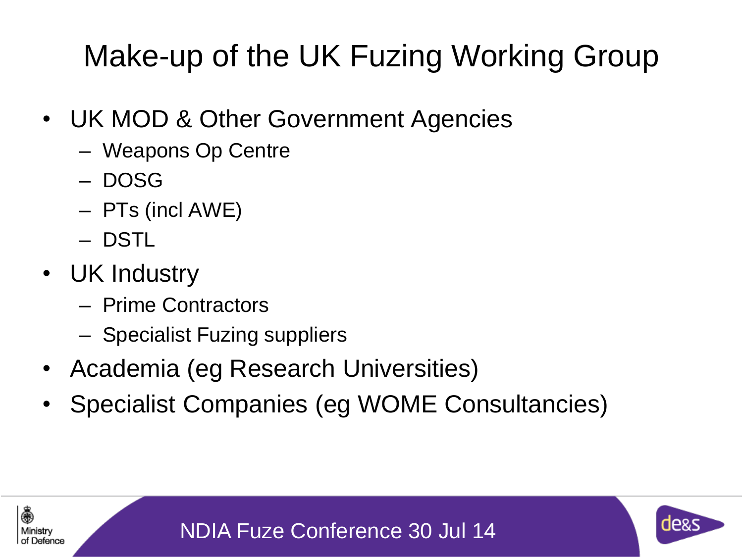# Make-up of the UK Fuzing Working Group

- UK MOD & Other Government Agencies
  - Weapons Op Centre
  - DOSG
  - PTs (incl AWE)
  - DSTL
- UK Industry
  - Prime Contractors
  - Specialist Fuzing suppliers
- Academia (eg Research Universities)
- Specialist Companies (eg WOME Consultancies)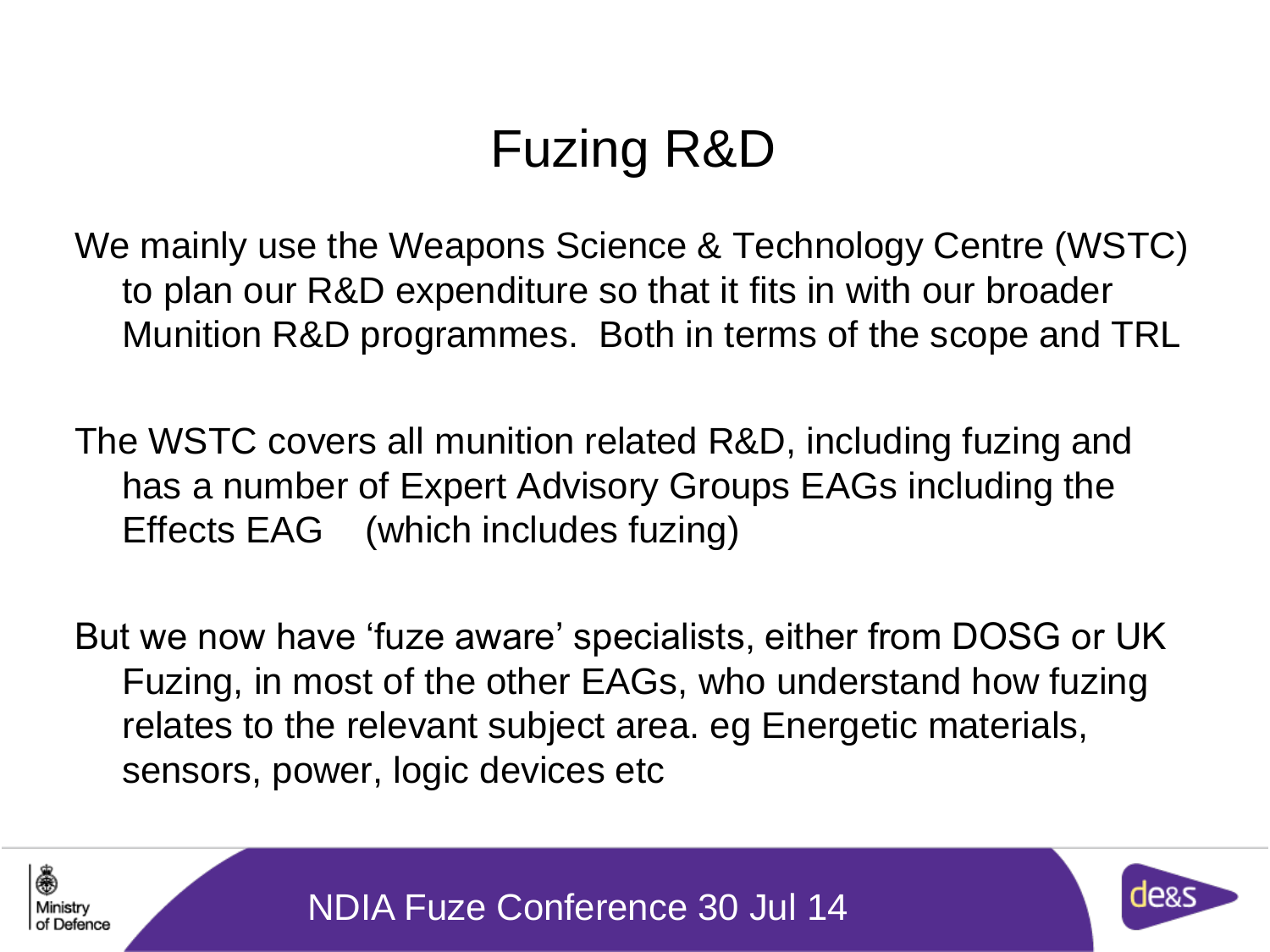# Fuzing R&D

We mainly use the Weapons Science & Technology Centre (WSTC) to plan our R&D expenditure so that it fits in with our broader Munition R&D programmes. Both in terms of the scope and TRL

The WSTC covers all munition related R&D, including fuzing and has a number of Expert Advisory Groups EAGs including the Effects EAG (which includes fuzing)

But we now have 'fuze aware' specialists, either from DOSG or UK Fuzing, in most of the other EAGs, who understand how fuzing relates to the relevant subject area. eg Energetic materials, sensors, power, logic devices etc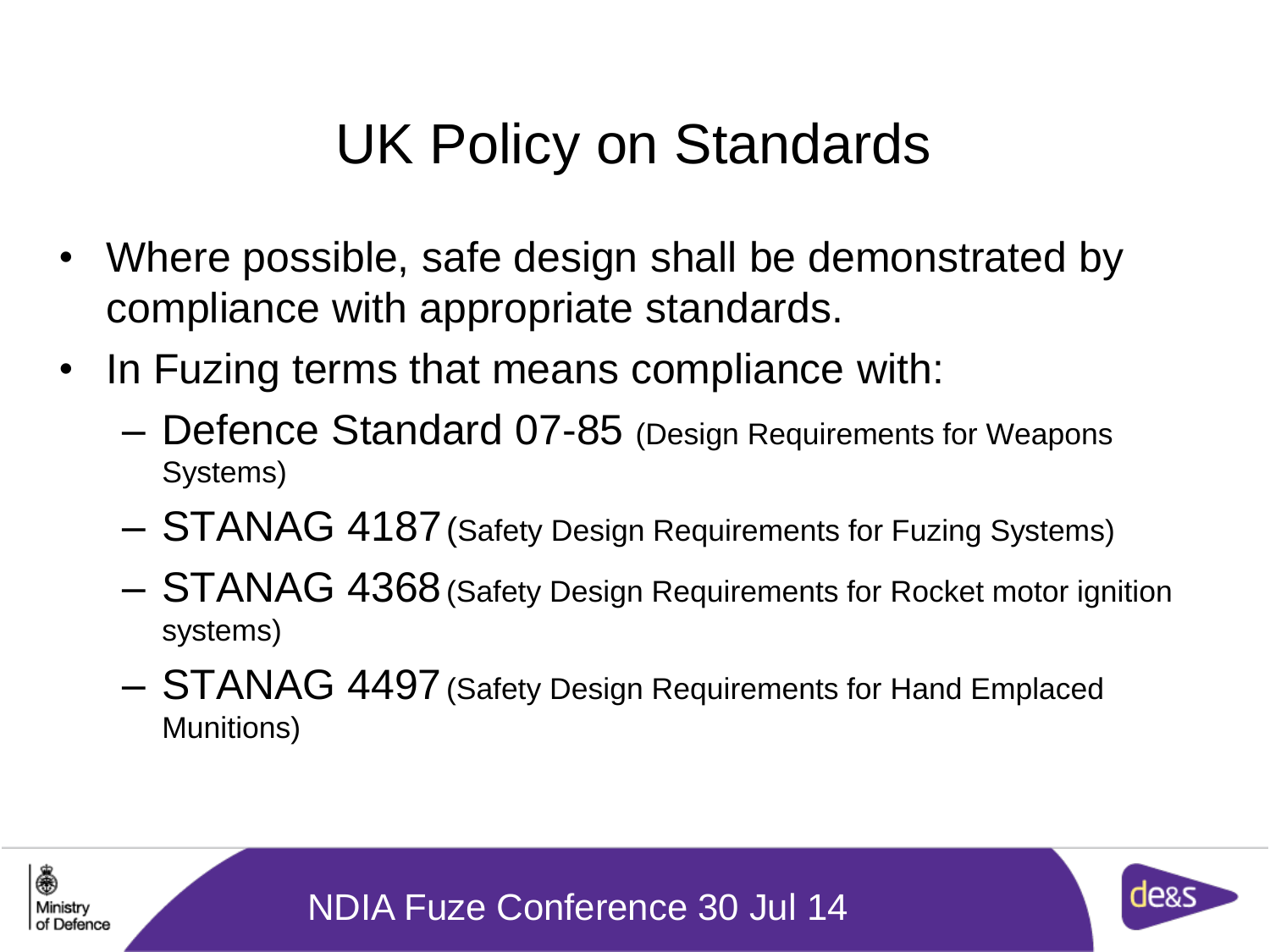# UK Policy on Standards

- Where possible, safe design shall be demonstrated by compliance with appropriate standards.
- In Fuzing terms that means compliance with:
  - Defence Standard 07-85 (Design Requirements for Weapons Systems)
  - STANAG 4187 (Safety Design Requirements for Fuzing Systems)
  - STANAG 4368 (Safety Design Requirements for Rocket motor ignition systems)
  - STANAG 4497 (Safety Design Requirements for Hand Emplaced Munitions)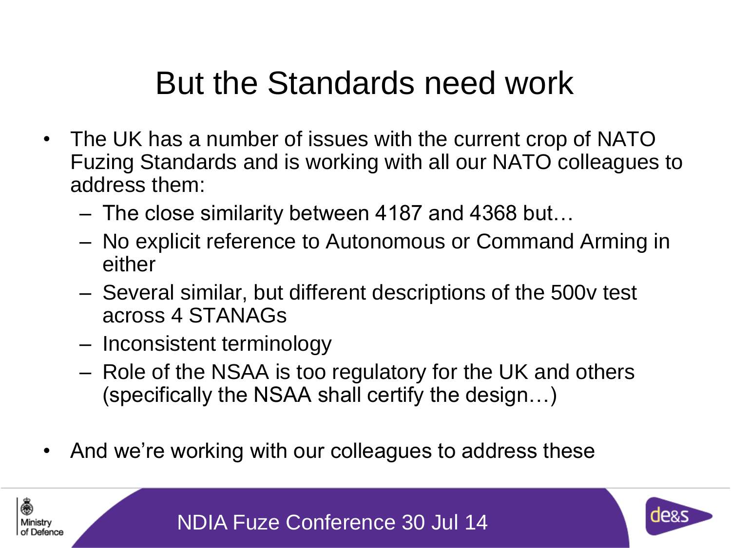# But the Standards need work

- The UK has a number of issues with the current crop of NATO Fuzing Standards and is working with all our NATO colleagues to address them:
  - The close similarity between 4187 and 4368 but…
  - No explicit reference to Autonomous or Command Arming in either
  - Several similar, but different descriptions of the 500v test across 4 STANAGs
  - Inconsistent terminology
  - Role of the NSAA is too regulatory for the UK and others (specifically the NSAA shall certify the design…)
- And we're working with our colleagues to address these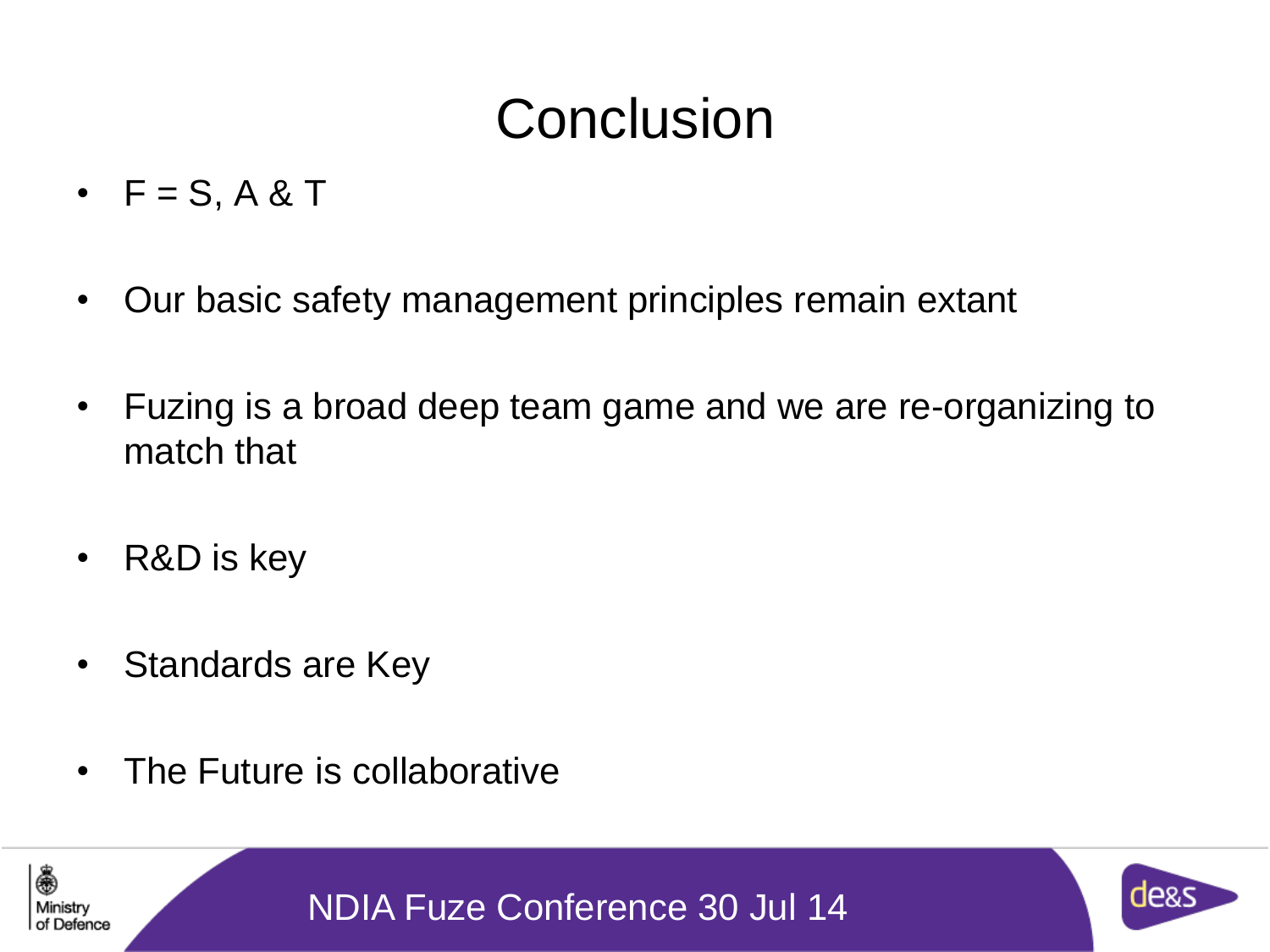# Conclusion

- F = S, A & T
- Our basic safety management principles remain extant
- Fuzing is a broad deep team game and we are re-organizing to match that
- R&D is key
- Standards are Key
- The Future is collaborative